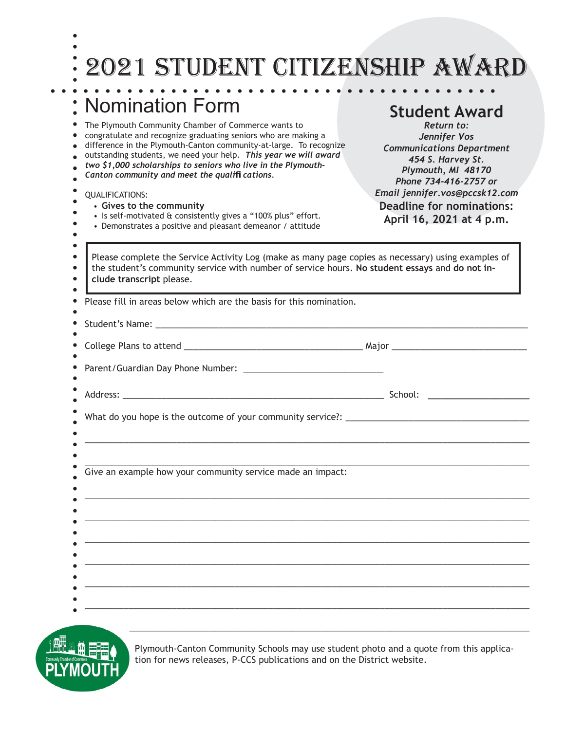# 2021 Student Citizenship Award

## Nomination Form

The Plymouth Community Chamber of Commerce wants to congratulate and recognize graduating seniors who are making a difference in the Plymouth-Canton community-at-large. To recognize outstanding students, we need your help. ***This year we will award two $1,000 scholarships to seniors who live in the Plymouth-Canton community and meet the qualifications.***

QUALIFICATIONS:

- **Gives to the community**
- Is self-motivated & consistently gives a "100% plus" effort.
- Demonstrates a positive and pleasant demeanor / attitude

## Student Award

***Return to:***
***Jennifer Vos***
***Communications Department***
***454 S. Harvey St.***
***Plymouth, MI 48170***
***Phone 734-416-2757 or***
***Email jennifer.vos@pccsk12.com***

**Deadline for nominations:**
**April 16, 2021 at 4 p.m.**

Please complete the Service Activity Log (make as many page copies as necessary) using examples of the student's community service with number of service hours. **No student essays** and **do not include transcript** please.

Please fill in areas below which are the basis for this nomination.

Student's Name: ______________________________________________

College Plans to attend ____________________________ Major ______________________

Parent/Guardian Day Phone Number: ______________________

Address: ______________________________________________ School: ________________

What do you hope is the outcome of your community service?: ______________________________

______________________________________________________________________________

______________________________________________________________________________

Give an example how your community service made an impact:

______________________________________________________________________________

______________________________________________________________________________

______________________________________________________________________________

______________________________________________________________________________

______________________________________________________________________________

______________________________________________________________________________

______________________________________________________________________________

Plymouth-Canton Community Schools may use student photo and a quote from this application for news releases, P-CCS publications and on the District website.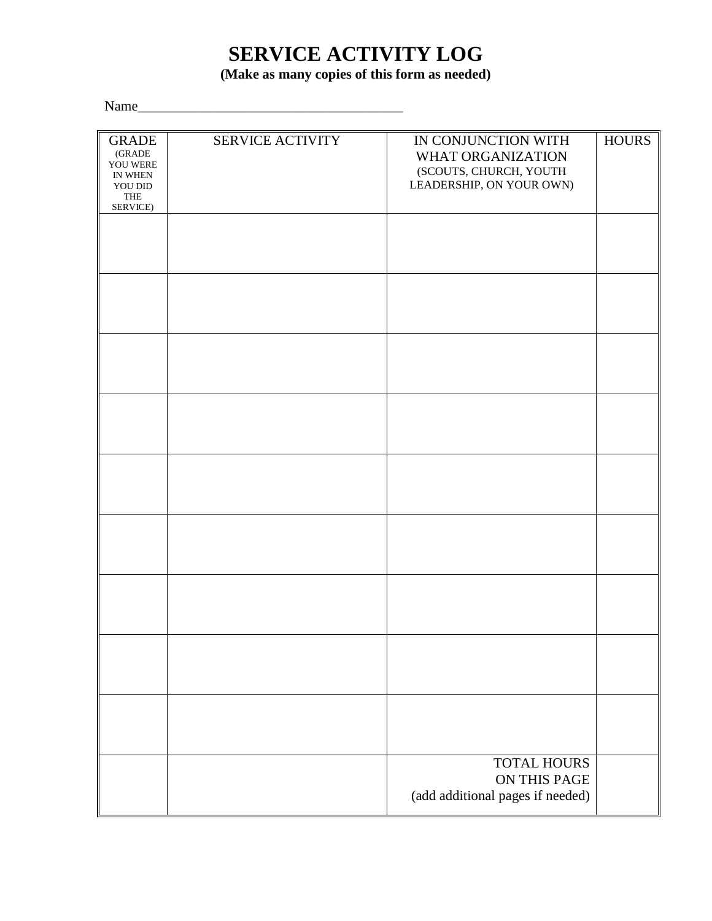# SERVICE ACTIVITY LOG

**(Make as many copies of this form as needed)**

Name______________________________________

| GRADE (GRADE YOU WERE IN WHEN YOU DID THE SERVICE) | SERVICE ACTIVITY | IN CONJUNCTION WITH WHAT ORGANIZATION (SCOUTS, CHURCH, YOUTH LEADERSHIP, ON YOUR OWN) | HOURS |
|---|---|---|---|
| | | | |
| | | | |
| | | | |
| | | | |
| | | | |
| | | | |
| | | | |
| | | | |
| | | | |
| | | TOTAL HOURS ON THIS PAGE (add additional pages if needed) | |